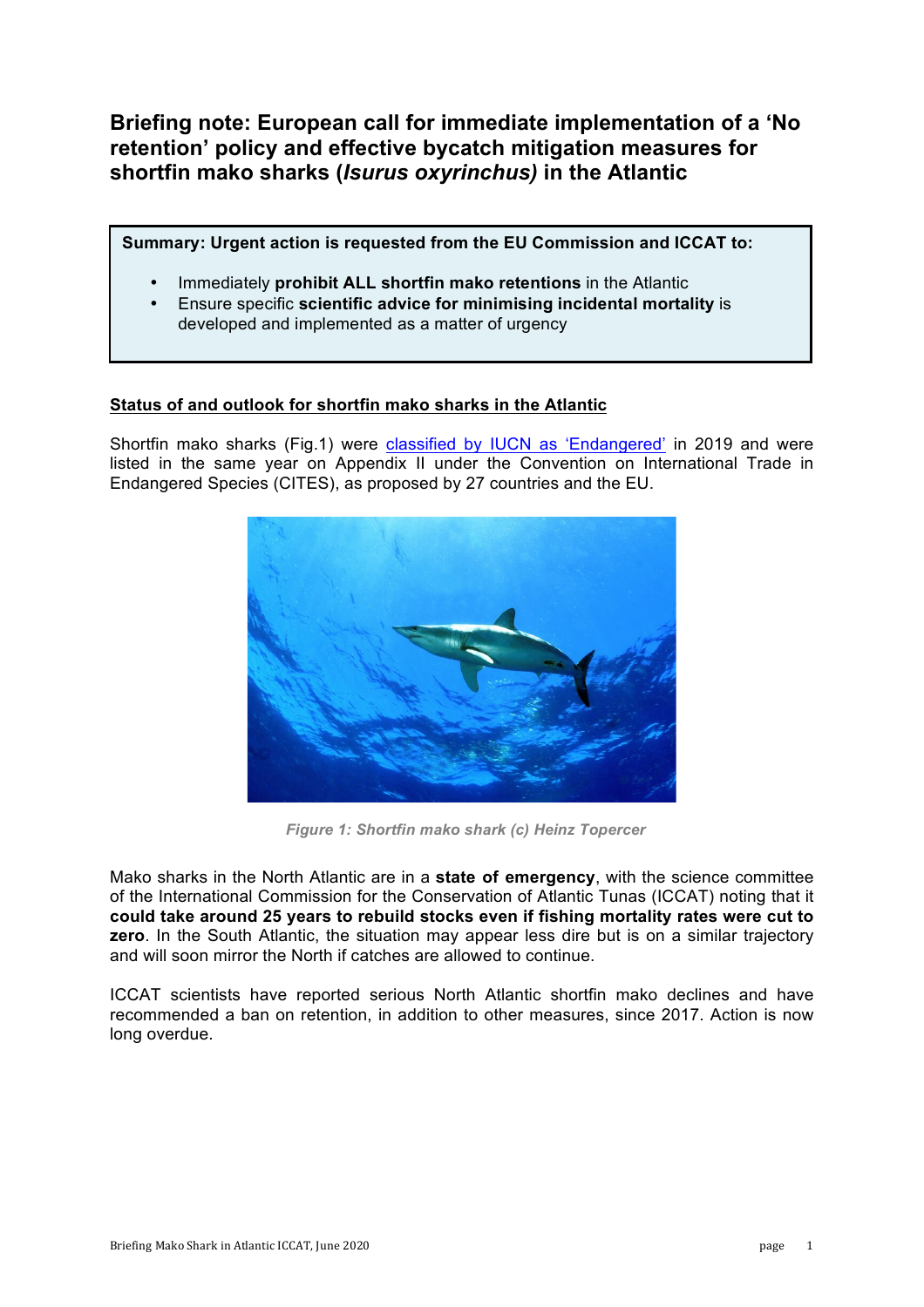# Briefing note: European call for immediate implementation of a 'No retention' policy and effective bycatch mitigation measures for shortfin mako sharks (*Isurus oxyrinchus)* in the Atlantic

**Summary: Urgent action is requested from the EU Commission and ICCAT to:**

- Immediately **prohibit ALL shortfin mako retentions** in the Atlantic
- Ensure specific **scientific advice for minimising incidental mortality** is developed and implemented as a matter of urgency

## Status of and outlook for shortfin mako sharks in the Atlantic

Shortfin mako sharks (Fig.1) were classified by IUCN as 'Endangered' in 2019 and were listed in the same year on Appendix II under the Convention on International Trade in Endangered Species (CITES), as proposed by 27 countries and the EU.

*Figure 1: Shortfin mako shark (c) Heinz Topercer*

Mako sharks in the North Atlantic are in a **state of emergency**, with the science committee of the International Commission for the Conservation of Atlantic Tunas (ICCAT) noting that it **could take around 25 years to rebuild stocks even if fishing mortality rates were cut to zero**. In the South Atlantic, the situation may appear less dire but is on a similar trajectory and will soon mirror the North if catches are allowed to continue.

ICCAT scientists have reported serious North Atlantic shortfin mako declines and have recommended a ban on retention, in addition to other measures, since 2017. Action is now long overdue.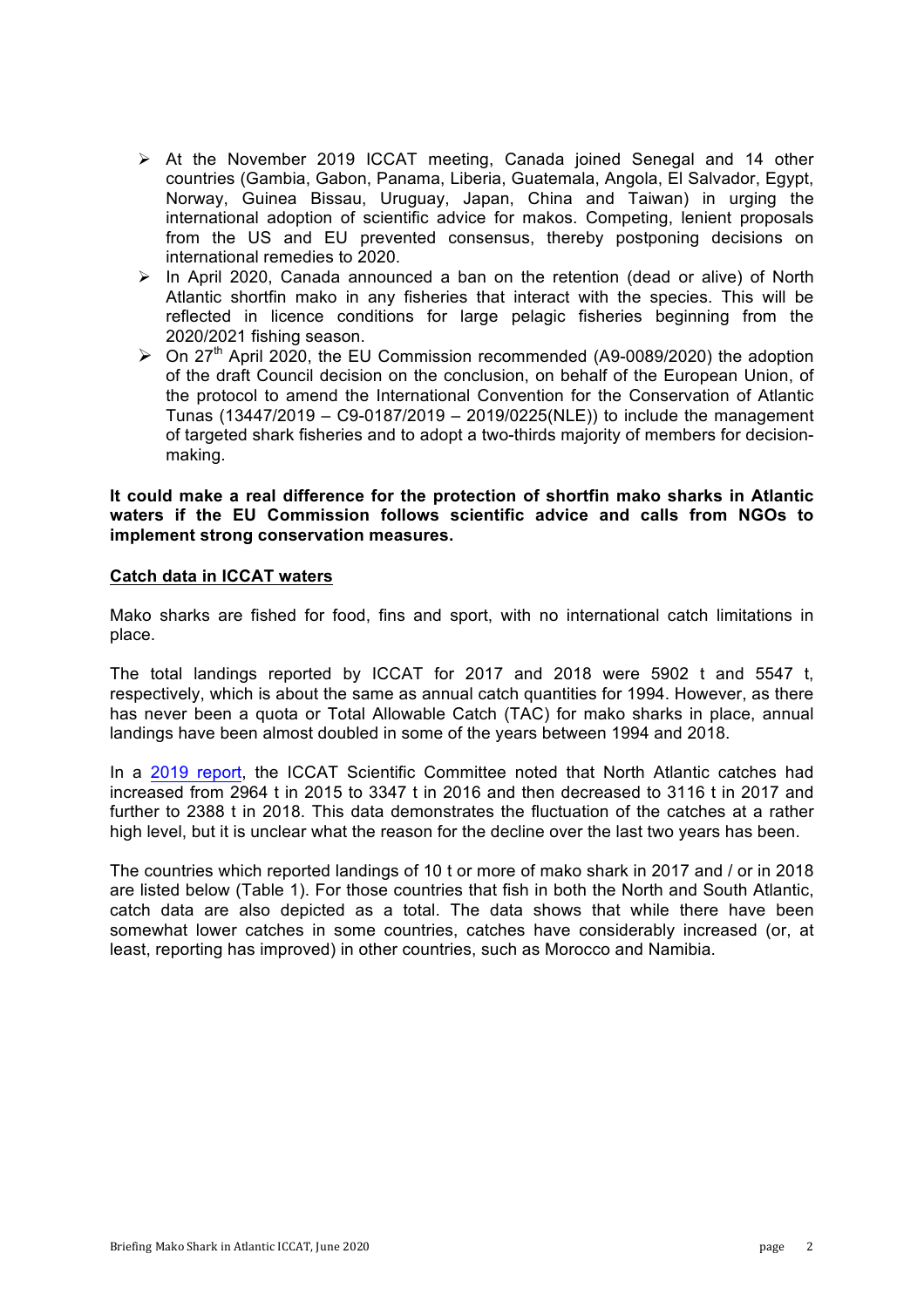- At the November 2019 ICCAT meeting, Canada joined Senegal and 14 other countries (Gambia, Gabon, Panama, Liberia, Guatemala, Angola, El Salvador, Egypt, Norway, Guinea Bissau, Uruguay, Japan, China and Taiwan) in urging the international adoption of scientific advice for makos. Competing, lenient proposals from the US and EU prevented consensus, thereby postponing decisions on international remedies to 2020.
- In April 2020, Canada announced a ban on the retention (dead or alive) of North Atlantic shortfin mako in any fisheries that interact with the species. This will be reflected in licence conditions for large pelagic fisheries beginning from the 2020/2021 fishing season.
- On 27th April 2020, the EU Commission recommended (A9-0089/2020) the adoption of the draft Council decision on the conclusion, on behalf of the European Union, of the protocol to amend the International Convention for the Conservation of Atlantic Tunas (13447/2019 – C9-0187/2019 – 2019/0225(NLE)) to include the management of targeted shark fisheries and to adopt a two-thirds majority of members for decision-making.

**It could make a real difference for the protection of shortfin mako sharks in Atlantic waters if the EU Commission follows scientific advice and calls from NGOs to implement strong conservation measures.**

## Catch data in ICCAT waters

Mako sharks are fished for food, fins and sport, with no international catch limitations in place.

The total landings reported by ICCAT for 2017 and 2018 were 5902 t and 5547 t, respectively, which is about the same as annual catch quantities for 1994. However, as there has never been a quota or Total Allowable Catch (TAC) for mako sharks in place, annual landings have been almost doubled in some of the years between 1994 and 2018.

In a 2019 report, the ICCAT Scientific Committee noted that North Atlantic catches had increased from 2964 t in 2015 to 3347 t in 2016 and then decreased to 3116 t in 2017 and further to 2388 t in 2018. This data demonstrates the fluctuation of the catches at a rather high level, but it is unclear what the reason for the decline over the last two years has been.

The countries which reported landings of 10 t or more of mako shark in 2017 and / or in 2018 are listed below (Table 1). For those countries that fish in both the North and South Atlantic, catch data are also depicted as a total. The data shows that while there have been somewhat lower catches in some countries, catches have considerably increased (or, at least, reporting has improved) in other countries, such as Morocco and Namibia.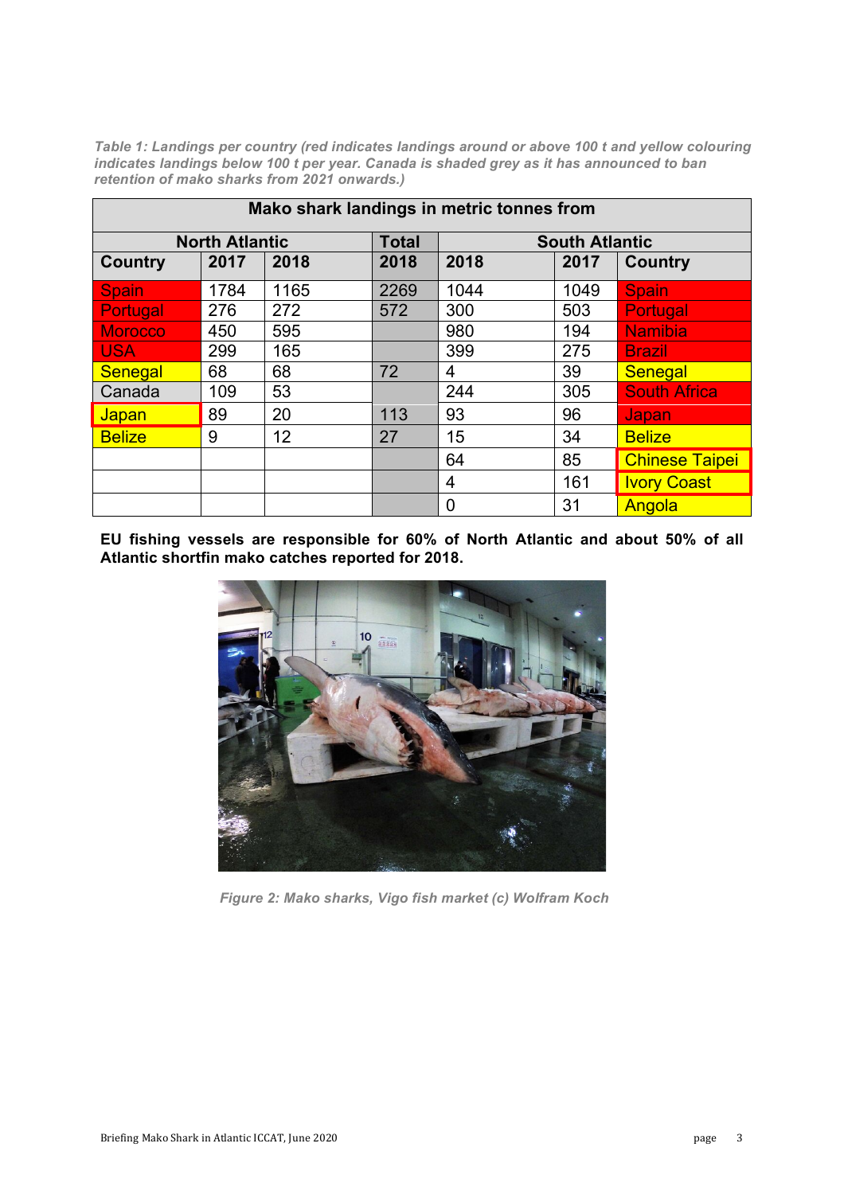*Table 1: Landings per country (red indicates landings around or above 100 t and yellow colouring indicates landings below 100 t per year. Canada is shaded grey as it has announced to ban retention of mako sharks from 2021 onwards.)*

| Mako shark landings in metric tonnes from | | | | | | |
|---|---|---|---|---|---|---|
| North Atlantic | | | Total | South Atlantic | | |
| Country | 2017 | 2018 | 2018 | 2018 | 2017 | Country |
| Spain | 1784 | 1165 | 2269 | 1044 | 1049 | Spain |
| Portugal | 276 | 272 | 572 | 300 | 503 | Portugal |
| Morocco | 450 | 595 | | 980 | 194 | Namibia |
| USA | 299 | 165 | | 399 | 275 | Brazil |
| Senegal | 68 | 68 | 72 | 4 | 39 | Senegal |
| Canada | 109 | 53 | | 244 | 305 | South Africa |
| Japan | 89 | 20 | 113 | 93 | 96 | Japan |
| Belize | 9 | 12 | 27 | 15 | 34 | Belize |
| | | | | 64 | 85 | Chinese Taipei |
| | | | | 4 | 161 | Ivory Coast |
| | | | | 0 | 31 | Angola |

**EU fishing vessels are responsible for 60% of North Atlantic and about 50% of all Atlantic shortfin mako catches reported for 2018.**

*Figure 2: Mako sharks, Vigo fish market (c) Wolfram Koch*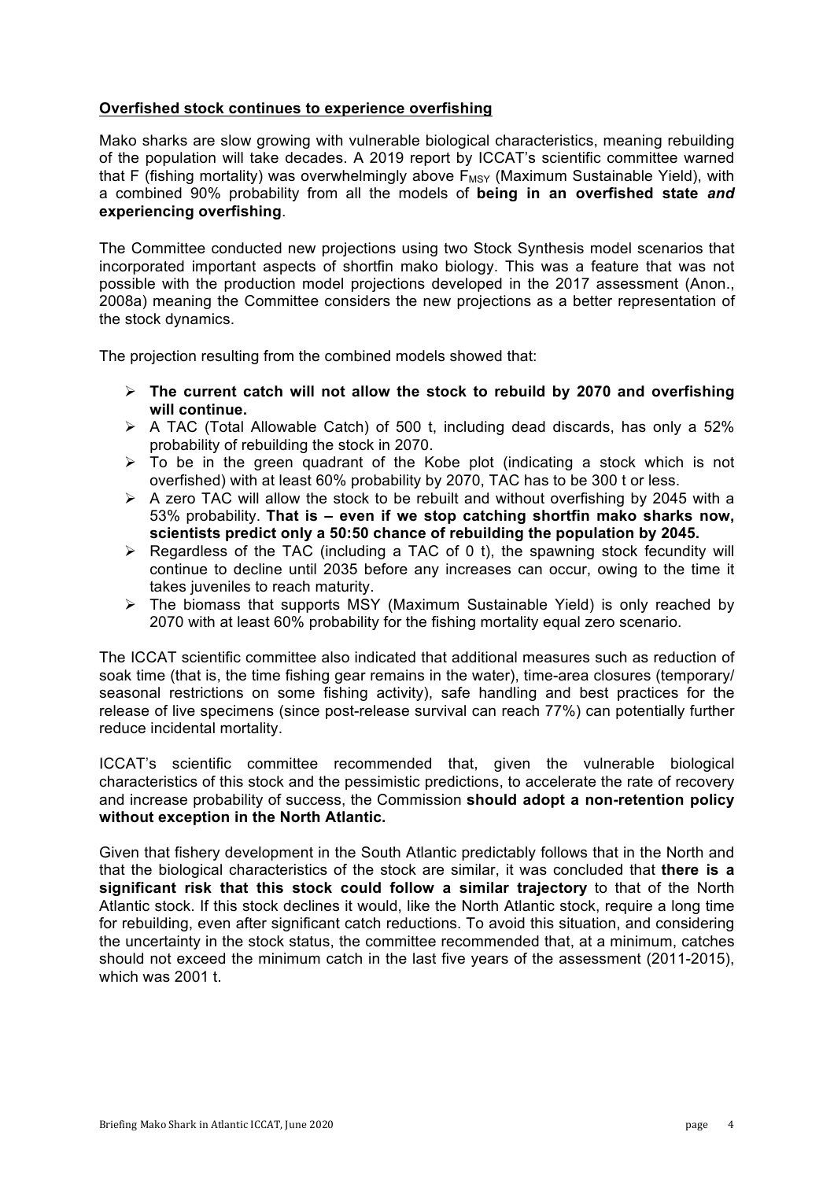## **Overfished stock continues to experience overfishing**

Mako sharks are slow growing with vulnerable biological characteristics, meaning rebuilding of the population will take decades. A 2019 report by ICCAT's scientific committee warned that F (fishing mortality) was overwhelmingly above $F_{MSY}$ (Maximum Sustainable Yield), with a combined 90% probability from all the models of **being in an overfished state *and* experiencing overfishing**.

The Committee conducted new projections using two Stock Synthesis model scenarios that incorporated important aspects of shortfin mako biology. This was a feature that was not possible with the production model projections developed in the 2017 assessment (Anon., 2008a) meaning the Committee considers the new projections as a better representation of the stock dynamics.

The projection resulting from the combined models showed that:

- **The current catch will not allow the stock to rebuild by 2070 and overfishing will continue.**
- A TAC (Total Allowable Catch) of 500 t, including dead discards, has only a 52% probability of rebuilding the stock in 2070.
- To be in the green quadrant of the Kobe plot (indicating a stock which is not overfished) with at least 60% probability by 2070, TAC has to be 300 t or less.
- A zero TAC will allow the stock to be rebuilt and without overfishing by 2045 with a 53% probability. **That is – even if we stop catching shortfin mako sharks now, scientists predict only a 50:50 chance of rebuilding the population by 2045.**
- Regardless of the TAC (including a TAC of 0 t), the spawning stock fecundity will continue to decline until 2035 before any increases can occur, owing to the time it takes juveniles to reach maturity.
- The biomass that supports MSY (Maximum Sustainable Yield) is only reached by 2070 with at least 60% probability for the fishing mortality equal zero scenario.

The ICCAT scientific committee also indicated that additional measures such as reduction of soak time (that is, the time fishing gear remains in the water), time-area closures (temporary/ seasonal restrictions on some fishing activity), safe handling and best practices for the release of live specimens (since post-release survival can reach 77%) can potentially further reduce incidental mortality.

ICCAT's scientific committee recommended that, given the vulnerable biological characteristics of this stock and the pessimistic predictions, to accelerate the rate of recovery and increase probability of success, the Commission **should adopt a non-retention policy without exception in the North Atlantic.**

Given that fishery development in the South Atlantic predictably follows that in the North and that the biological characteristics of the stock are similar, it was concluded that **there is a significant risk that this stock could follow a similar trajectory** to that of the North Atlantic stock. If this stock declines it would, like the North Atlantic stock, require a long time for rebuilding, even after significant catch reductions. To avoid this situation, and considering the uncertainty in the stock status, the committee recommended that, at a minimum, catches should not exceed the minimum catch in the last five years of the assessment (2011-2015), which was 2001 t.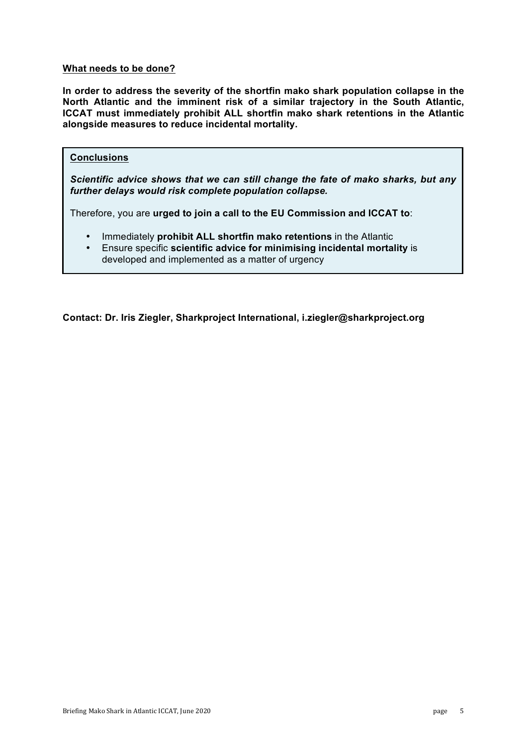**What needs to be done?**

**In order to address the severity of the shortfin mako shark population collapse in the North Atlantic and the imminent risk of a similar trajectory in the South Atlantic, ICCAT must immediately prohibit ALL shortfin mako shark retentions in the Atlantic alongside measures to reduce incidental mortality.**

**Conclusions**

***Scientific advice shows that we can still change the fate of mako sharks, but any further delays would risk complete population collapse.***

Therefore, you are **urged to join a call to the EU Commission and ICCAT to**:

- Immediately **prohibit ALL shortfin mako retentions** in the Atlantic
- Ensure specific **scientific advice for minimising incidental mortality** is developed and implemented as a matter of urgency

**Contact: Dr. Iris Ziegler, Sharkproject International, i.ziegler@sharkproject.org**